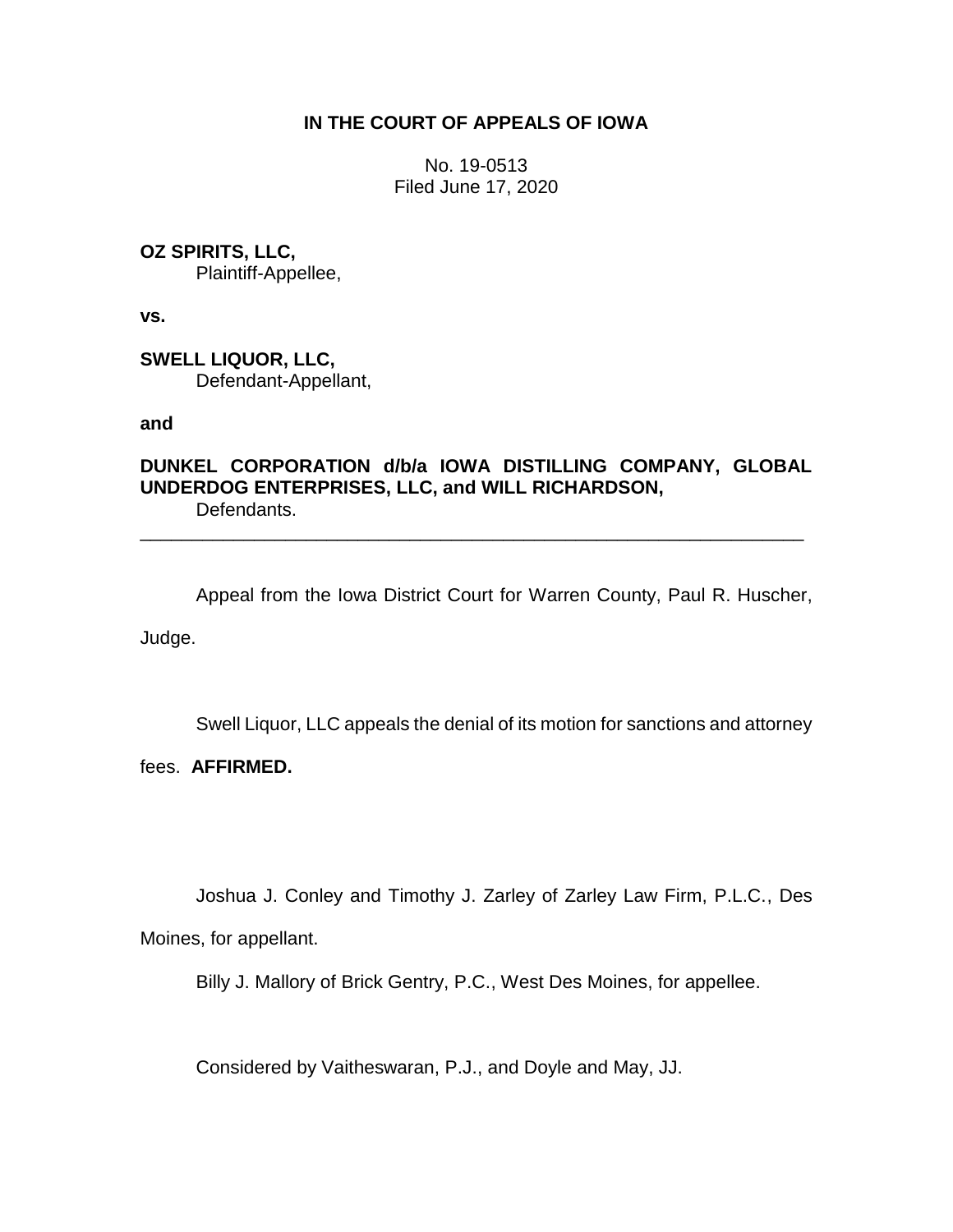# IN THE COURT OF APPEALS OF IOWA

No. 19-0513
Filed June 17, 2020

**OZ SPIRITS, LLC,**
Plaintiff-Appellee,

**vs.**

**SWELL LIQUOR, LLC,**
Defendant-Appellant,

**and**

**DUNKEL CORPORATION d/b/a IOWA DISTILLING COMPANY, GLOBAL UNDERDOG ENTERPRISES, LLC, and WILL RICHARDSON,**
Defendants.

---

Appeal from the Iowa District Court for Warren County, Paul R. Huscher, Judge.

Swell Liquor, LLC appeals the denial of its motion for sanctions and attorney fees. **AFFIRMED.**

Joshua J. Conley and Timothy J. Zarley of Zarley Law Firm, P.L.C., Des Moines, for appellant.

Billy J. Mallory of Brick Gentry, P.C., West Des Moines, for appellee.

Considered by Vaitheswaran, P.J., and Doyle and May, JJ.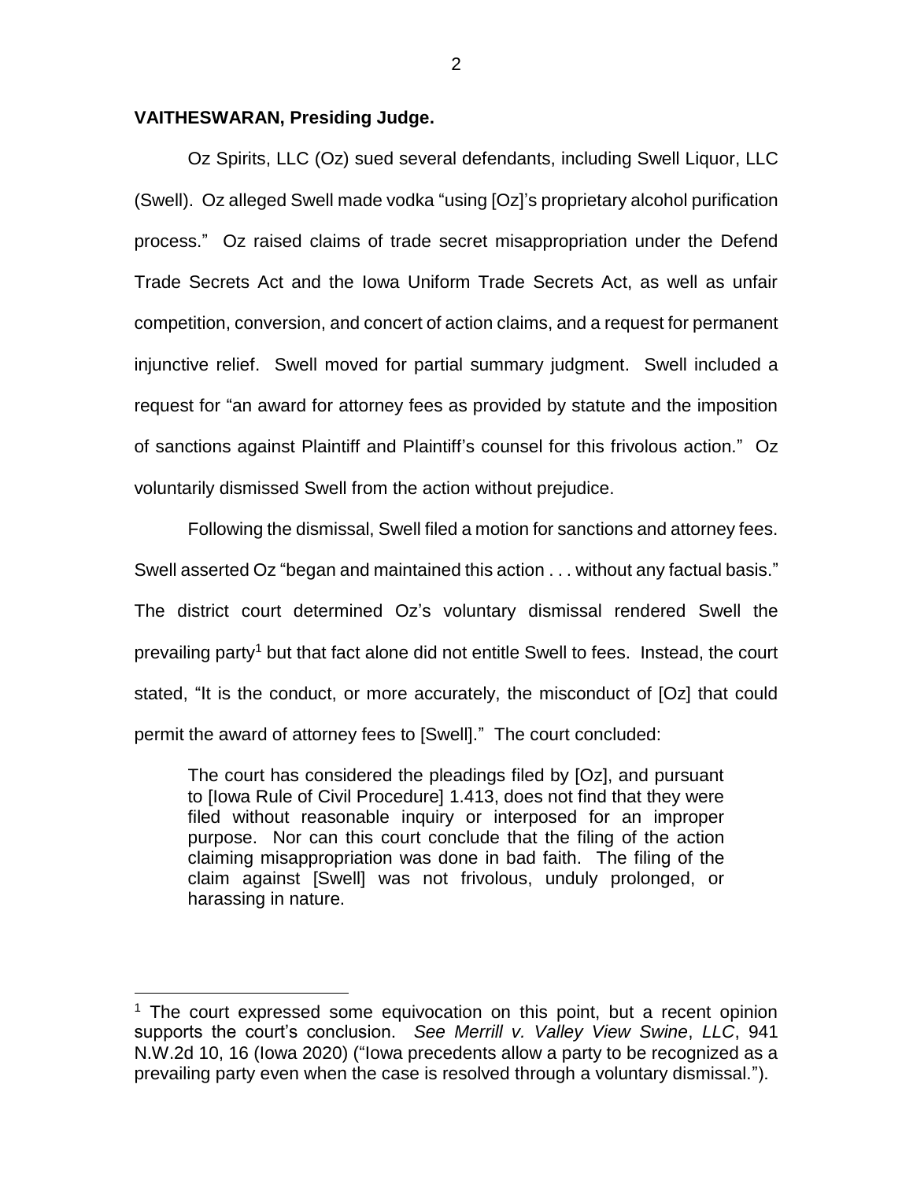**VAITHESWARAN, Presiding Judge.**

Oz Spirits, LLC (Oz) sued several defendants, including Swell Liquor, LLC (Swell). Oz alleged Swell made vodka "using [Oz]'s proprietary alcohol purification process." Oz raised claims of trade secret misappropriation under the Defend Trade Secrets Act and the Iowa Uniform Trade Secrets Act, as well as unfair competition, conversion, and concert of action claims, and a request for permanent injunctive relief. Swell moved for partial summary judgment. Swell included a request for "an award for attorney fees as provided by statute and the imposition of sanctions against Plaintiff and Plaintiff's counsel for this frivolous action." Oz voluntarily dismissed Swell from the action without prejudice.

Following the dismissal, Swell filed a motion for sanctions and attorney fees. Swell asserted Oz "began and maintained this action . . . without any factual basis." The district court determined Oz's voluntary dismissal rendered Swell the prevailing party[1] but that fact alone did not entitle Swell to fees. Instead, the court stated, "It is the conduct, or more accurately, the misconduct of [Oz] that could permit the award of attorney fees to [Swell]." The court concluded:

> The court has considered the pleadings filed by [Oz], and pursuant to [Iowa Rule of Civil Procedure] 1.413, does not find that they were filed without reasonable inquiry or interposed for an improper purpose. Nor can this court conclude that the filing of the action claiming misappropriation was done in bad faith. The filing of the claim against [Swell] was not frivolous, unduly prolonged, or harassing in nature.

[1] The court expressed some equivocation on this point, but a recent opinion supports the court's conclusion. *See Merrill v. Valley View Swine*, *LLC*, 941 N.W.2d 10, 16 (Iowa 2020) ("Iowa precedents allow a party to be recognized as a prevailing party even when the case is resolved through a voluntary dismissal.").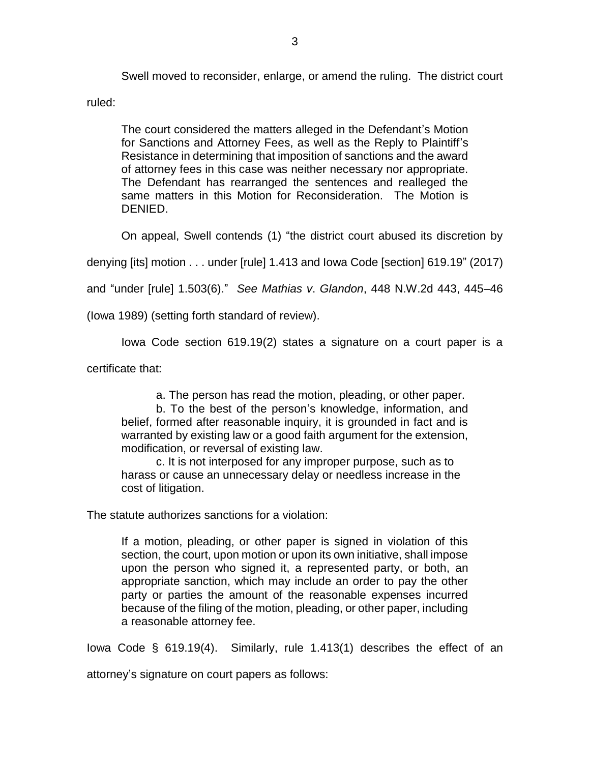Swell moved to reconsider, enlarge, or amend the ruling. The district court ruled:

> The court considered the matters alleged in the Defendant's Motion for Sanctions and Attorney Fees, as well as the Reply to Plaintiff's Resistance in determining that imposition of sanctions and the award of attorney fees in this case was neither necessary nor appropriate. The Defendant has rearranged the sentences and realleged the same matters in this Motion for Reconsideration. The Motion is DENIED.

On appeal, Swell contends (1) "the district court abused its discretion by denying [its] motion . . . under [rule] 1.413 and Iowa Code [section] 619.19" (2017) and "under [rule] 1.503(6)." *See Mathias v. Glandon*, 448 N.W.2d 443, 445–46 (Iowa 1989) (setting forth standard of review).

Iowa Code section 619.19(2) states a signature on a court paper is a certificate that:

> a. The person has read the motion, pleading, or other paper.
>
> b. To the best of the person's knowledge, information, and belief, formed after reasonable inquiry, it is grounded in fact and is warranted by existing law or a good faith argument for the extension, modification, or reversal of existing law.
>
> c. It is not interposed for any improper purpose, such as to harass or cause an unnecessary delay or needless increase in the cost of litigation.

The statute authorizes sanctions for a violation:

> If a motion, pleading, or other paper is signed in violation of this section, the court, upon motion or upon its own initiative, shall impose upon the person who signed it, a represented party, or both, an appropriate sanction, which may include an order to pay the other party or parties the amount of the reasonable expenses incurred because of the filing of the motion, pleading, or other paper, including a reasonable attorney fee.

Iowa Code § 619.19(4). Similarly, rule 1.413(1) describes the effect of an attorney's signature on court papers as follows: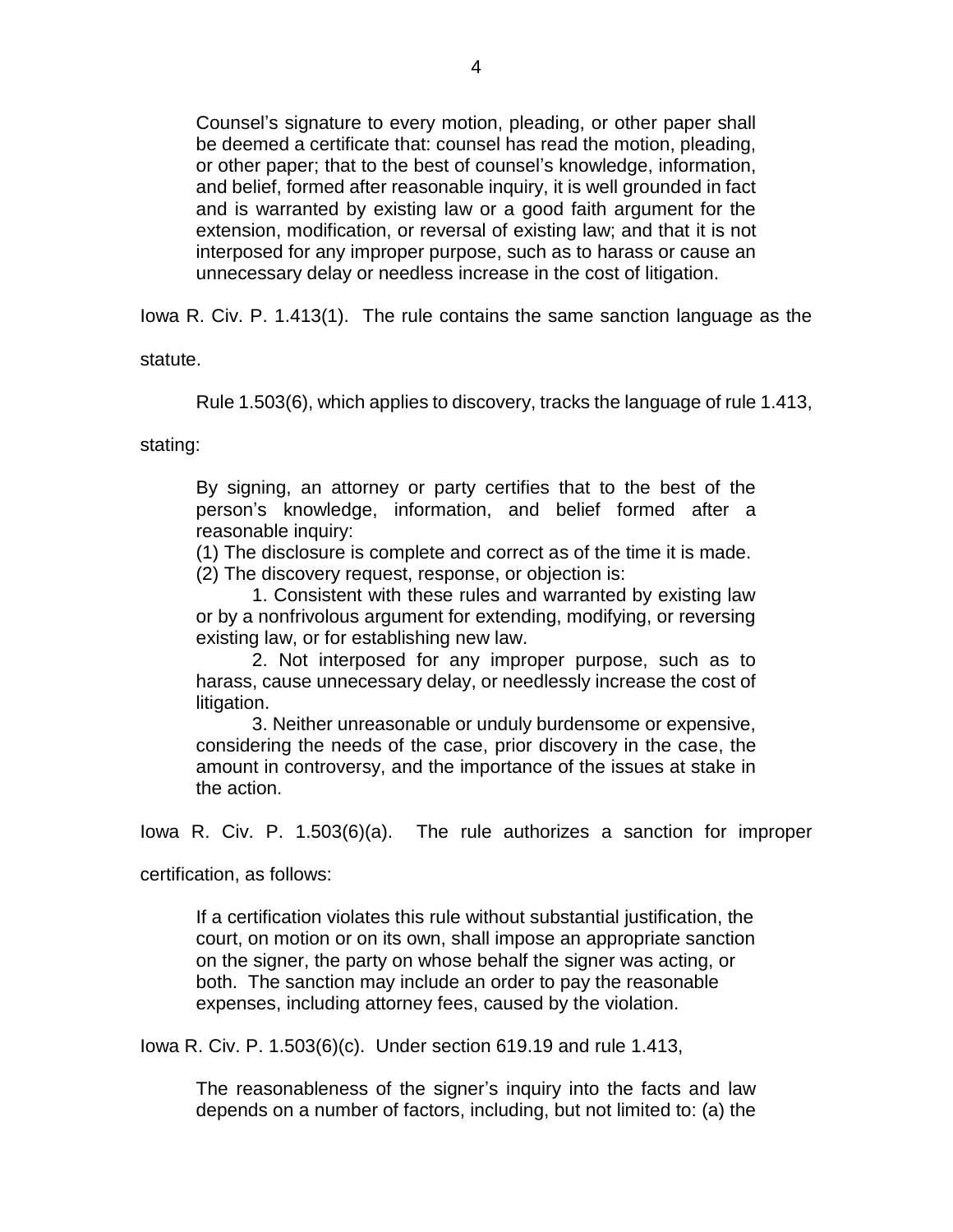> Counsel's signature to every motion, pleading, or other paper shall be deemed a certificate that: counsel has read the motion, pleading, or other paper; that to the best of counsel's knowledge, information, and belief, formed after reasonable inquiry, it is well grounded in fact and is warranted by existing law or a good faith argument for the extension, modification, or reversal of existing law; and that it is not interposed for any improper purpose, such as to harass or cause an unnecessary delay or needless increase in the cost of litigation.

Iowa R. Civ. P. 1.413(1). The rule contains the same sanction language as the statute.

Rule 1.503(6), which applies to discovery, tracks the language of rule 1.413, stating:

> By signing, an attorney or party certifies that to the best of the person's knowledge, information, and belief formed after a reasonable inquiry:
>
> (1) The disclosure is complete and correct as of the time it is made.
>
> (2) The discovery request, response, or objection is:
>
> 1. Consistent with these rules and warranted by existing law or by a nonfrivolous argument for extending, modifying, or reversing existing law, or for establishing new law.
> 2. Not interposed for any improper purpose, such as to harass, cause unnecessary delay, or needlessly increase the cost of litigation.
> 3. Neither unreasonable or unduly burdensome or expensive, considering the needs of the case, prior discovery in the case, the amount in controversy, and the importance of the issues at stake in the action.

Iowa R. Civ. P. 1.503(6)(a). The rule authorizes a sanction for improper certification, as follows:

> If a certification violates this rule without substantial justification, the court, on motion or on its own, shall impose an appropriate sanction on the signer, the party on whose behalf the signer was acting, or both. The sanction may include an order to pay the reasonable expenses, including attorney fees, caused by the violation.

Iowa R. Civ. P. 1.503(6)(c). Under section 619.19 and rule 1.413,

> The reasonableness of the signer's inquiry into the facts and law depends on a number of factors, including, but not limited to: (a) the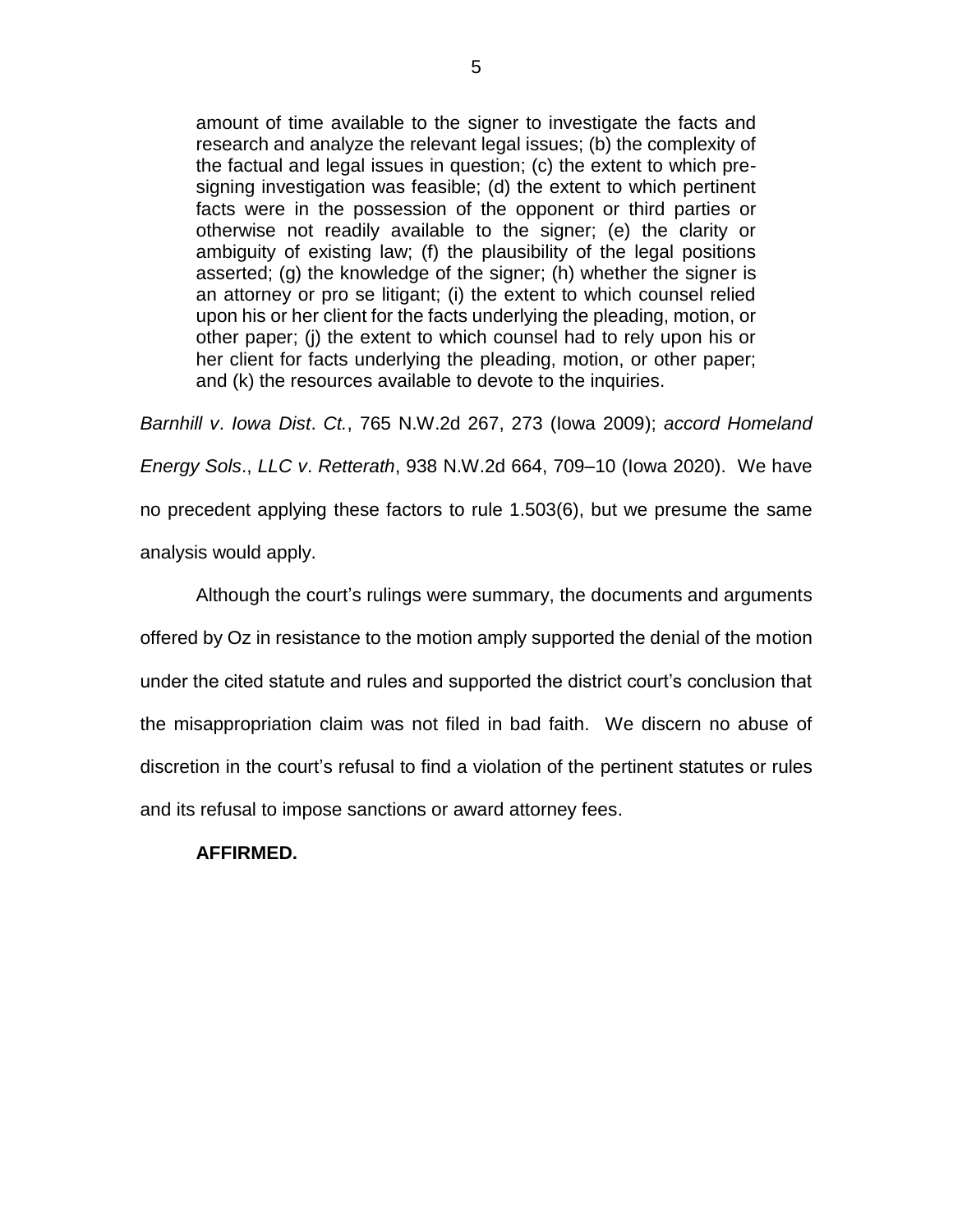> amount of time available to the signer to investigate the facts and research and analyze the relevant legal issues; (b) the complexity of the factual and legal issues in question; (c) the extent to which pre-signing investigation was feasible; (d) the extent to which pertinent facts were in the possession of the opponent or third parties or otherwise not readily available to the signer; (e) the clarity or ambiguity of existing law; (f) the plausibility of the legal positions asserted; (g) the knowledge of the signer; (h) whether the signer is an attorney or pro se litigant; (i) the extent to which counsel relied upon his or her client for the facts underlying the pleading, motion, or other paper; (j) the extent to which counsel had to rely upon his or her client for facts underlying the pleading, motion, or other paper; and (k) the resources available to devote to the inquiries.

*Barnhill v. Iowa Dist. Ct.*, 765 N.W.2d 267, 273 (Iowa 2009); *accord Homeland Energy Sols., LLC v. Retterath*, 938 N.W.2d 664, 709–10 (Iowa 2020). We have no precedent applying these factors to rule 1.503(6), but we presume the same analysis would apply.

Although the court's rulings were summary, the documents and arguments offered by Oz in resistance to the motion amply supported the denial of the motion under the cited statute and rules and supported the district court's conclusion that the misappropriation claim was not filed in bad faith. We discern no abuse of discretion in the court's refusal to find a violation of the pertinent statutes or rules and its refusal to impose sanctions or award attorney fees.

**AFFIRMED.**